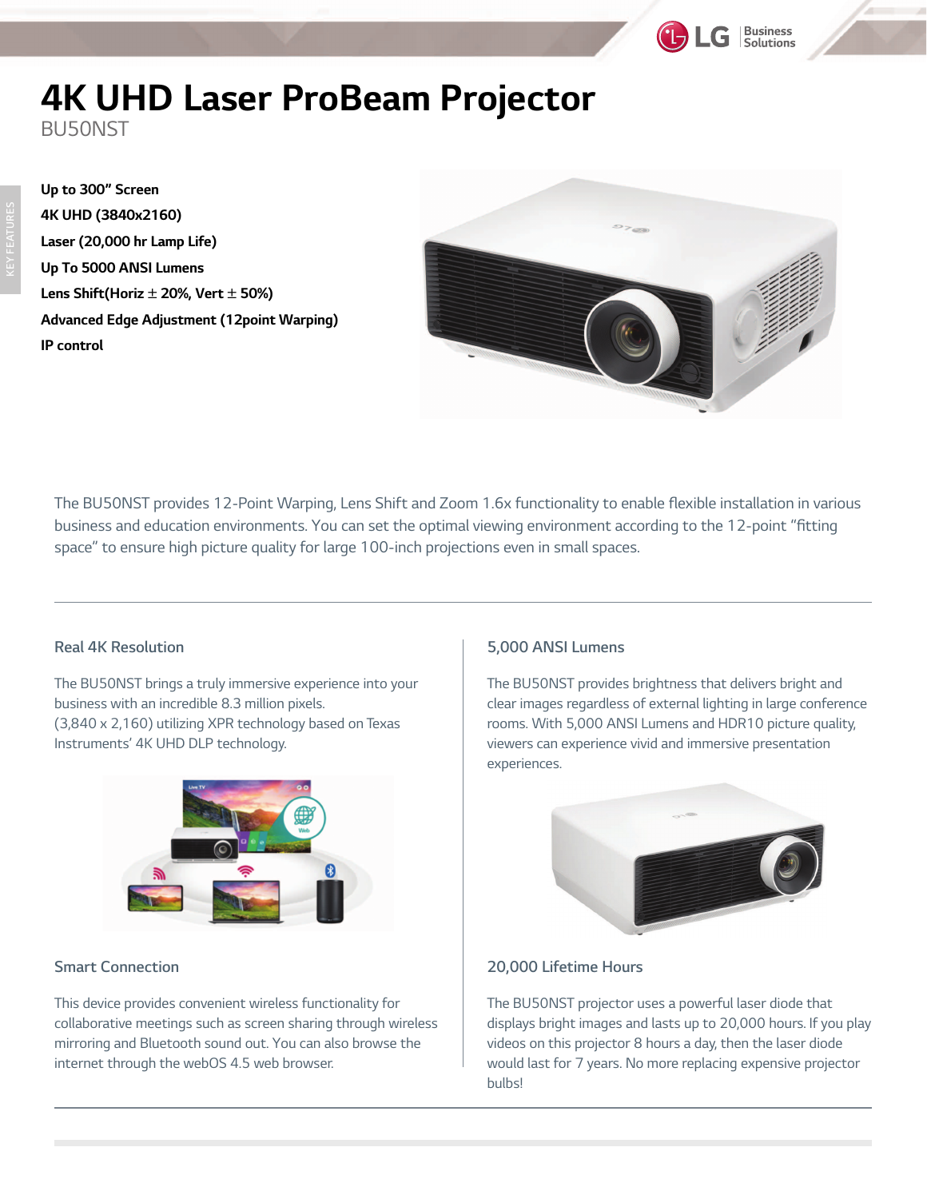# 4K UHD Laser ProBeam Projector

BU50NST

KEY FEATURES

**Up to 300" Screen**
**4K UHD (3840x2160)**
**Laser (20,000 hr Lamp Life)**
**Up To 5000 ANSI Lumens**
**Lens Shift(Horiz ± 20%, Vert ± 50%)**
**Advanced Edge Adjustment (12point Warping)**
**IP control**

The BU50NST provides 12-Point Warping, Lens Shift and Zoom 1.6x functionality to enable flexible installation in various business and education environments. You can set the optimal viewing environment according to the 12-point "fitting space" to ensure high picture quality for large 100-inch projections even in small spaces.

---

## Real 4K Resolution

The BU50NST brings a truly immersive experience into your business with an incredible 8.3 million pixels.
(3,840 x 2,160) utilizing XPR technology based on Texas Instruments' 4K UHD DLP technology.

## Smart Connection

This device provides convenient wireless functionality for collaborative meetings such as screen sharing through wireless mirroring and Bluetooth sound out. You can also browse the internet through the webOS 4.5 web browser.

## 5,000 ANSI Lumens

The BU50NST provides brightness that delivers bright and clear images regardless of external lighting in large conference rooms. With 5,000 ANSI Lumens and HDR10 picture quality, viewers can experience vivid and immersive presentation experiences.

## 20,000 Lifetime Hours

The BU50NST projector uses a powerful laser diode that displays bright images and lasts up to 20,000 hours. If you play videos on this projector 8 hours a day, then the laser diode would last for 7 years. No more replacing expensive projector bulbs!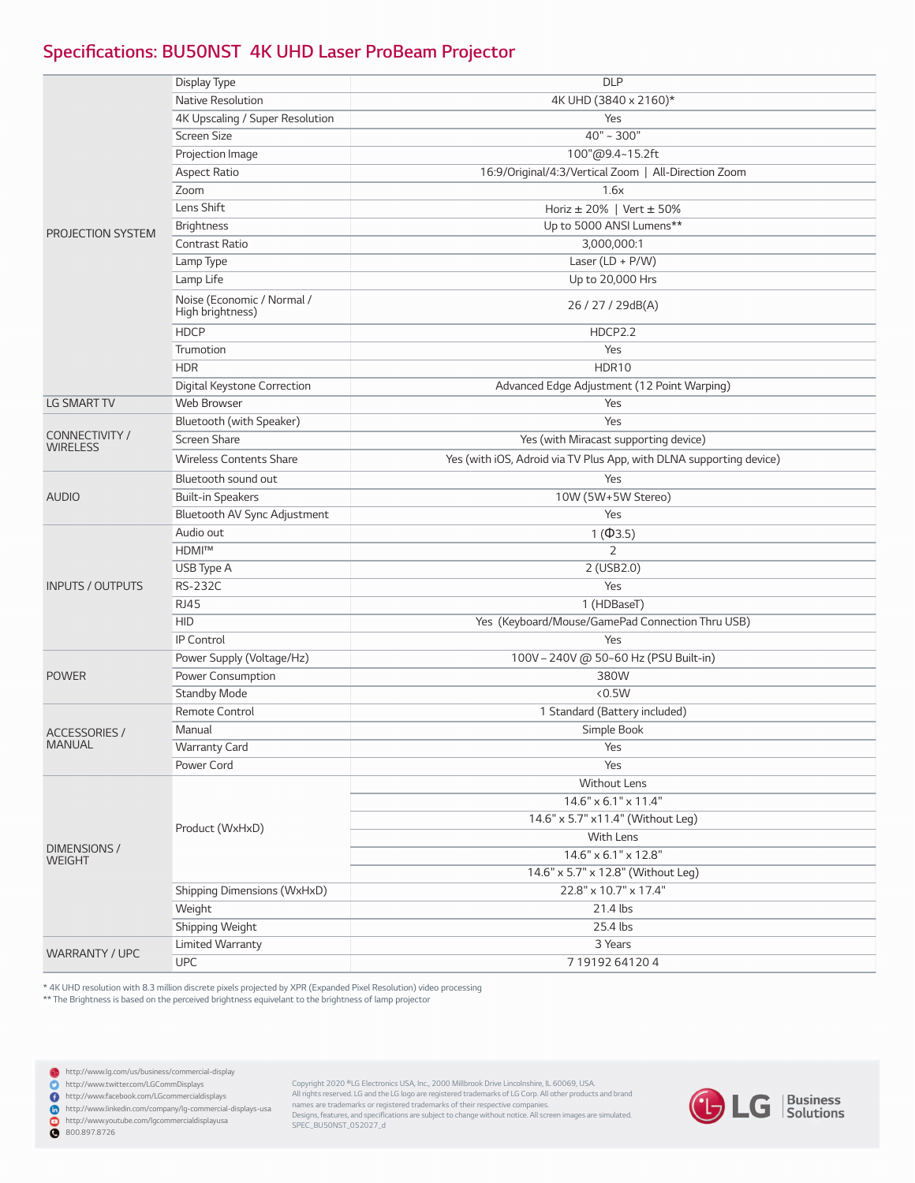# Specifications: BU50NST 4K UHD Laser ProBeam Projector

| | | |
|---|---|---|
| PROJECTION SYSTEM | Display Type | DLP |
| | Native Resolution | 4K UHD (3840 x 2160)* |
| | 4K Upscaling / Super Resolution | Yes |
| | Screen Size | 40" ~ 300" |
| | Projection Image | 100"@9.4~15.2ft |
| | Aspect Ratio | 16:9/Original/4:3/Vertical Zoom \| All-Direction Zoom |
| | Zoom | 1.6x |
| | Lens Shift | Horiz ± 20% \| Vert ± 50% |
| | Brightness | Up to 5000 ANSI Lumens** |
| | Contrast Ratio | 3,000,000:1 |
| | Lamp Type | Laser (LD + P/W) |
| | Lamp Life | Up to 20,000 Hrs |
| | Noise (Economic / Normal / High brightness) | 26 / 27 / 29dB(A) |
| | HDCP | HDCP2.2 |
| | Trumotion | Yes |
| | HDR | HDR10 |
| | Digital Keystone Correction | Advanced Edge Adjustment (12 Point Warping) |
| LG SMART TV | Web Browser | Yes |
| CONNECTIVITY / WIRELESS | Bluetooth (with Speaker) | Yes |
| | Screen Share | Yes (with Miracast supporting device) |
| | Wireless Contents Share | Yes (with iOS, Adroid via TV Plus App, with DLNA supporting device) |
| AUDIO | Bluetooth sound out | Yes |
| | Built-in Speakers | 10W (5W+5W Stereo) |
| | Bluetooth AV Sync Adjustment | Yes |
| INPUTS / OUTPUTS | Audio out | 1 (Φ3.5) |
| | HDMI™ | 2 |
| | USB Type A | 2 (USB2.0) |
| | RS-232C | Yes |
| | RJ45 | 1 (HDBaseT) |
| | HID | Yes (Keyboard/Mouse/GamePad Connection Thru USB) |
| | IP Control | Yes |
| POWER | Power Supply (Voltage/Hz) | 100V – 240V @ 50~60 Hz (PSU Built-in) |
| | Power Consumption | 380W |
| | Standby Mode | <0.5W |
| ACCESSORIES / MANUAL | Remote Control | 1 Standard (Battery included) |
| | Manual | Simple Book |
| | Warranty Card | Yes |
| | Power Cord | Yes |
| DIMENSIONS / WEIGHT | Product (WxHxD) | Without Lens |
| | | 14.6" x 6.1" x 11.4" |
| | | 14.6" x 5.7" x11.4" (Without Leg) |
| | | With Lens |
| | | 14.6" x 6.1" x 12.8" |
| | | 14.6" x 5.7" x 12.8" (Without Leg) |
| | Shipping Dimensions (WxHxD) | 22.8" x 10.7" x 17.4" |
| | Weight | 21.4 lbs |
| | Shipping Weight | 25.4 lbs |
| WARRANTY / UPC | Limited Warranty | 3 Years |
| | UPC | 7 19192 64120 4 |

\* 4K UHD resolution with 8.3 million discrete pixels projected by XPR (Expanded Pixel Resolution) video processing

** The Brightness is based on the perceived brightness equivalent to the brightness of lamp projector

http://www.lg.com/us/business/commercial-display
http://www.twitter.com/LGCommDisplays
http://www.facebook.com/LGcommercialdisplays
http://www.linkedin.com/company/lg-commercial-displays-usa
http://www.youtube.com/lgcommercialdisplayusa
800.897.8726

Copyright 2020 ©LG Electronics USA, Inc., 2000 Millbrook Drive Lincolnshire, IL 60069, USA. All rights reserved. LG and the LG logo are registered trademarks of LG Corp. All other products and brand names are trademarks or registered trademarks of their respective companies. Designs, features, and specifications are subject to change without notice. All screen images are simulated. SPEC_BU50NST_052027_d

LG Business Solutions